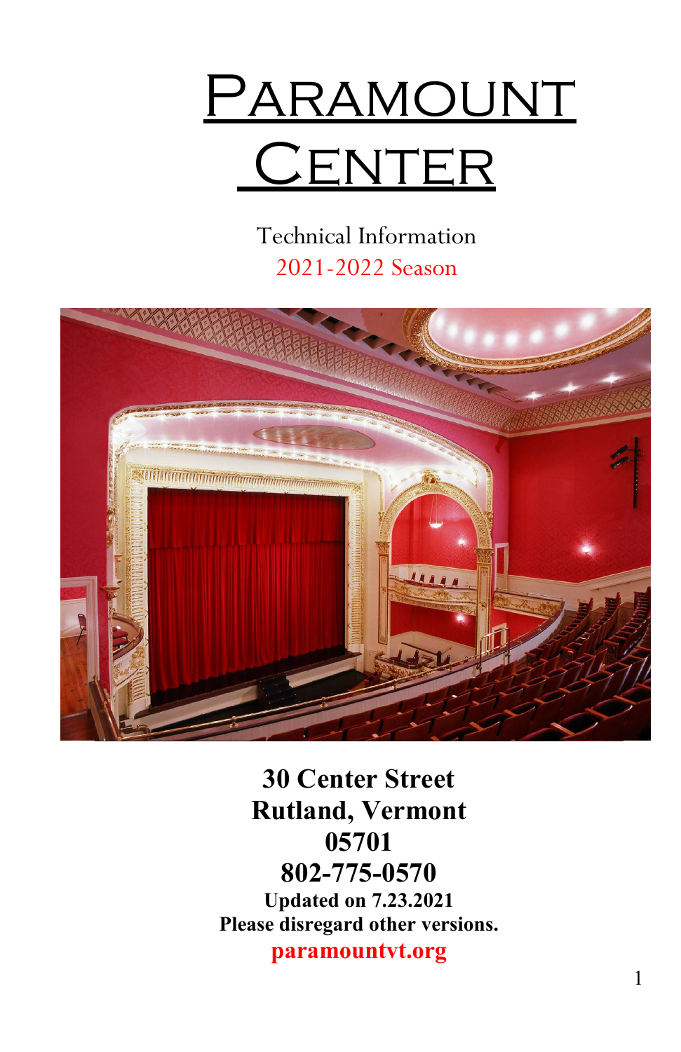# Paramount Center

Technical Information

2021-2022 Season

**30 Center Street**
**Rutland, Vermont**
**05701**
**802-775-0570**

**Updated on 7.23.2021**
**Please disregard other versions.**

**paramountvt.org**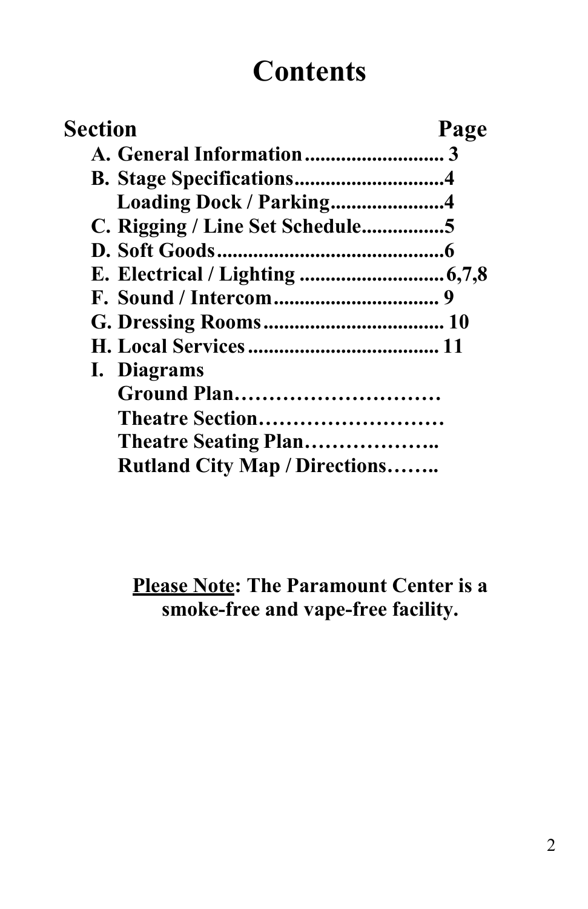# Contents

| Section | Page |
| --- | --- |
| A. General Information | 3 |
| B. Stage Specifications | 4 |
| Loading Dock / Parking | 4 |
| C. Rigging / Line Set Schedule | 5 |
| D. Soft Goods | 6 |
| E. Electrical / Lighting | 6,7,8 |
| F. Sound / Intercom | 9 |
| G. Dressing Rooms | 10 |
| H. Local Services | 11 |
| I. Diagrams | |
| Ground Plan | |
| Theatre Section | |
| Theatre Seating Plan | |
| Rutland City Map / Directions | |

**Please Note: The Paramount Center is a smoke-free and vape-free facility.**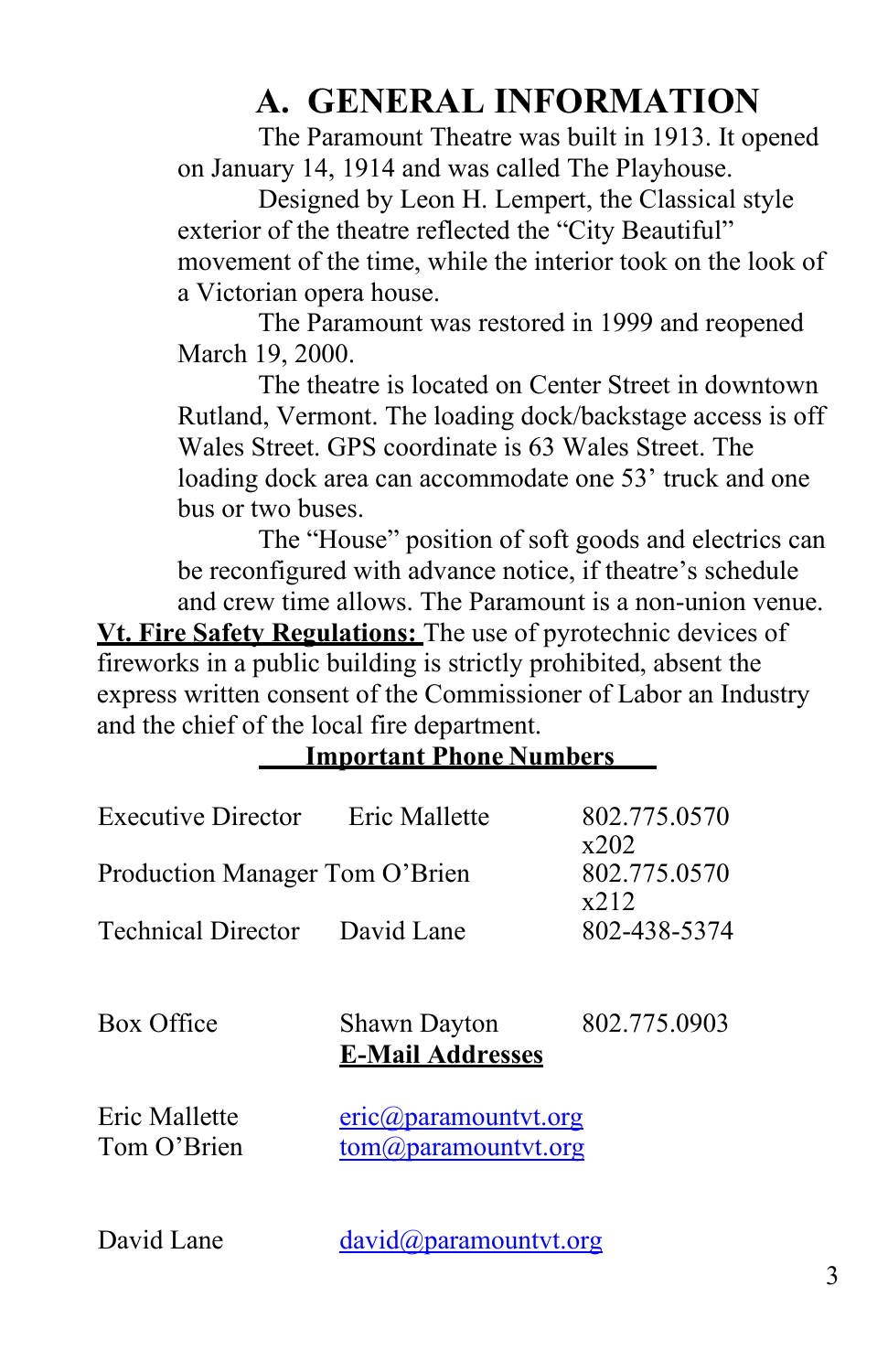# A. GENERAL INFORMATION

The Paramount Theatre was built in 1913. It opened on January 14, 1914 and was called The Playhouse.

Designed by Leon H. Lempert, the Classical style exterior of the theatre reflected the "City Beautiful" movement of the time, while the interior took on the look of a Victorian opera house.

The Paramount was restored in 1999 and reopened March 19, 2000.

The theatre is located on Center Street in downtown Rutland, Vermont. The loading dock/backstage access is off Wales Street. GPS coordinate is 63 Wales Street. The loading dock area can accommodate one 53' truck and one bus or two buses.

The "House" position of soft goods and electrics can be reconfigured with advance notice, if theatre's schedule and crew time allows. The Paramount is a non-union venue.

**Vt. Fire Safety Regulations:** The use of pyrotechnic devices of fireworks in a public building is strictly prohibited, absent the express written consent of the Commissioner of Labor an Industry and the chief of the local fire department.

**Important Phone Numbers**

| | | |
|---|---|---|
| Executive Director | Eric Mallette | 802.775.0570 x202 |
| Production Manager | Tom O'Brien | 802.775.0570 x212 |
| Technical Director | David Lane | 802-438-5374 |
| Box Office | Shawn Dayton | 802.775.0903 |

**E-Mail Addresses**

| | |
|---|---|
| Eric Mallette | eric@paramountvt.org |
| Tom O'Brien | tom@paramountvt.org |
| David Lane | david@paramountvt.org |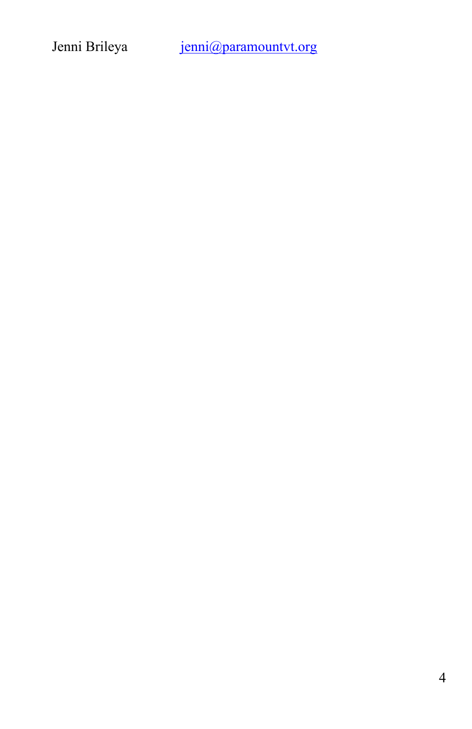Jenni Brileya [jenni@paramountvt.org](mailto:jenni@paramountvt.org)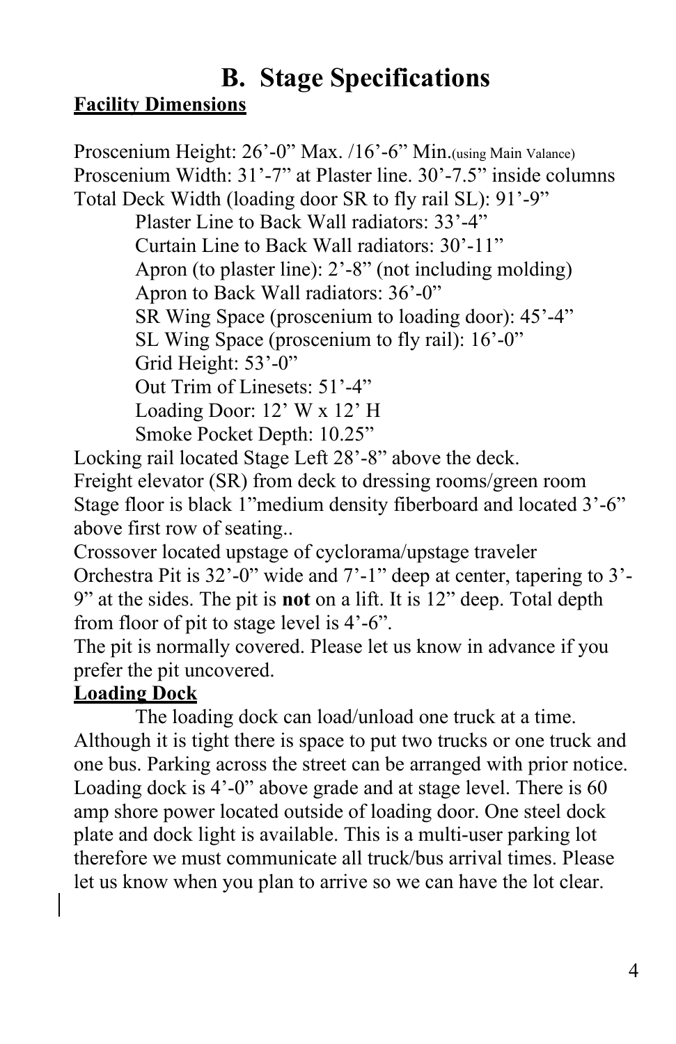# B. Stage Specifications

**Facility Dimensions**

Proscenium Height: 26'-0" Max. /16'-6" Min.(using Main Valance)
Proscenium Width: 31'-7" at Plaster line. 30'-7.5" inside columns
Total Deck Width (loading door SR to fly rail SL): 91'-9"

- Plaster Line to Back Wall radiators: 33'-4"
- Curtain Line to Back Wall radiators: 30'-11"
- Apron (to plaster line): 2'-8" (not including molding)
- Apron to Back Wall radiators: 36'-0"
- SR Wing Space (proscenium to loading door): 45'-4"
- SL Wing Space (proscenium to fly rail): 16'-0"
- Grid Height: 53'-0"
- Out Trim of Linesets: 51'-4"
- Loading Door: 12' W x 12' H
- Smoke Pocket Depth: 10.25"

Locking rail located Stage Left 28'-8" above the deck.
Freight elevator (SR) from deck to dressing rooms/green room
Stage floor is black 1"medium density fiberboard and located 3'-6" above first row of seating..
Crossover located upstage of cyclorama/upstage traveler
Orchestra Pit is 32'-0" wide and 7'-1" deep at center, tapering to 3'-9" at the sides. The pit is **not** on a lift. It is 12" deep. Total depth from floor of pit to stage level is 4'-6".
The pit is normally covered. Please let us know in advance if you prefer the pit uncovered.

**Loading Dock**

The loading dock can load/unload one truck at a time. Although it is tight there is space to put two trucks or one truck and one bus. Parking across the street can be arranged with prior notice. Loading dock is 4'-0" above grade and at stage level. There is 60 amp shore power located outside of loading door. One steel dock plate and dock light is available. This is a multi-user parking lot therefore we must communicate all truck/bus arrival times. Please let us know when you plan to arrive so we can have the lot clear.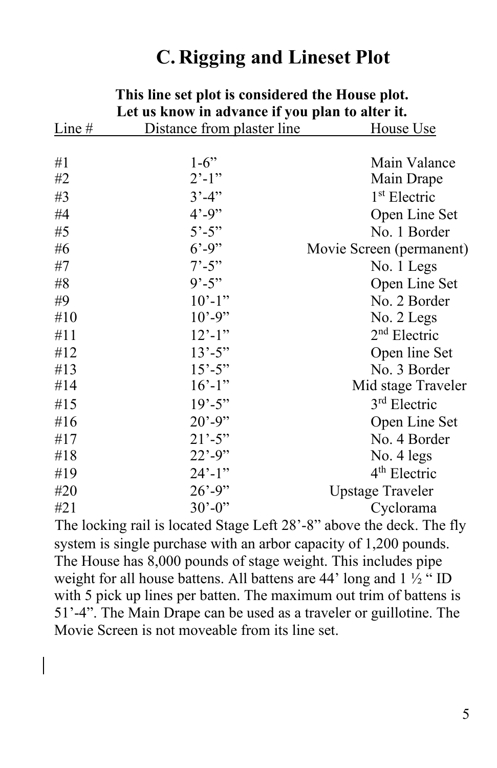## C. Rigging and Lineset Plot

**This line set plot is considered the House plot.**
**Let us know in advance if you plan to alter it.**

| Line # | Distance from plaster line | House Use |
|---|---|---|
| #1 | 1-6” | Main Valance |
| #2 | 2’-1” | Main Drape |
| #3 | 3’-4” | 1st Electric |
| #4 | 4’-9” | Open Line Set |
| #5 | 5’-5” | No. 1 Border |
| #6 | 6’-9” | Movie Screen (permanent) |
| #7 | 7’-5” | No. 1 Legs |
| #8 | 9’-5” | Open Line Set |
| #9 | 10’-1” | No. 2 Border |
| #10 | 10’-9” | No. 2 Legs |
| #11 | 12’-1” | 2nd Electric |
| #12 | 13’-5” | Open line Set |
| #13 | 15’-5” | No. 3 Border |
| #14 | 16’-1” | Mid stage Traveler |
| #15 | 19’-5” | 3rd Electric |
| #16 | 20’-9” | Open Line Set |
| #17 | 21’-5” | No. 4 Border |
| #18 | 22’-9” | No. 4 legs |
| #19 | 24’-1” | 4th Electric |
| #20 | 26’-9” | Upstage Traveler |
| #21 | 30’-0” | Cyclorama |

The locking rail is located Stage Left 28’-8” above the deck. The fly system is single purchase with an arbor capacity of 1,200 pounds. The House has 8,000 pounds of stage weight. This includes pipe weight for all house battens. All battens are 44’ long and 1 ½ “ ID with 5 pick up lines per batten. The maximum out trim of battens is 51’-4”. The Main Drape can be used as a traveler or guillotine. The Movie Screen is not moveable from its line set.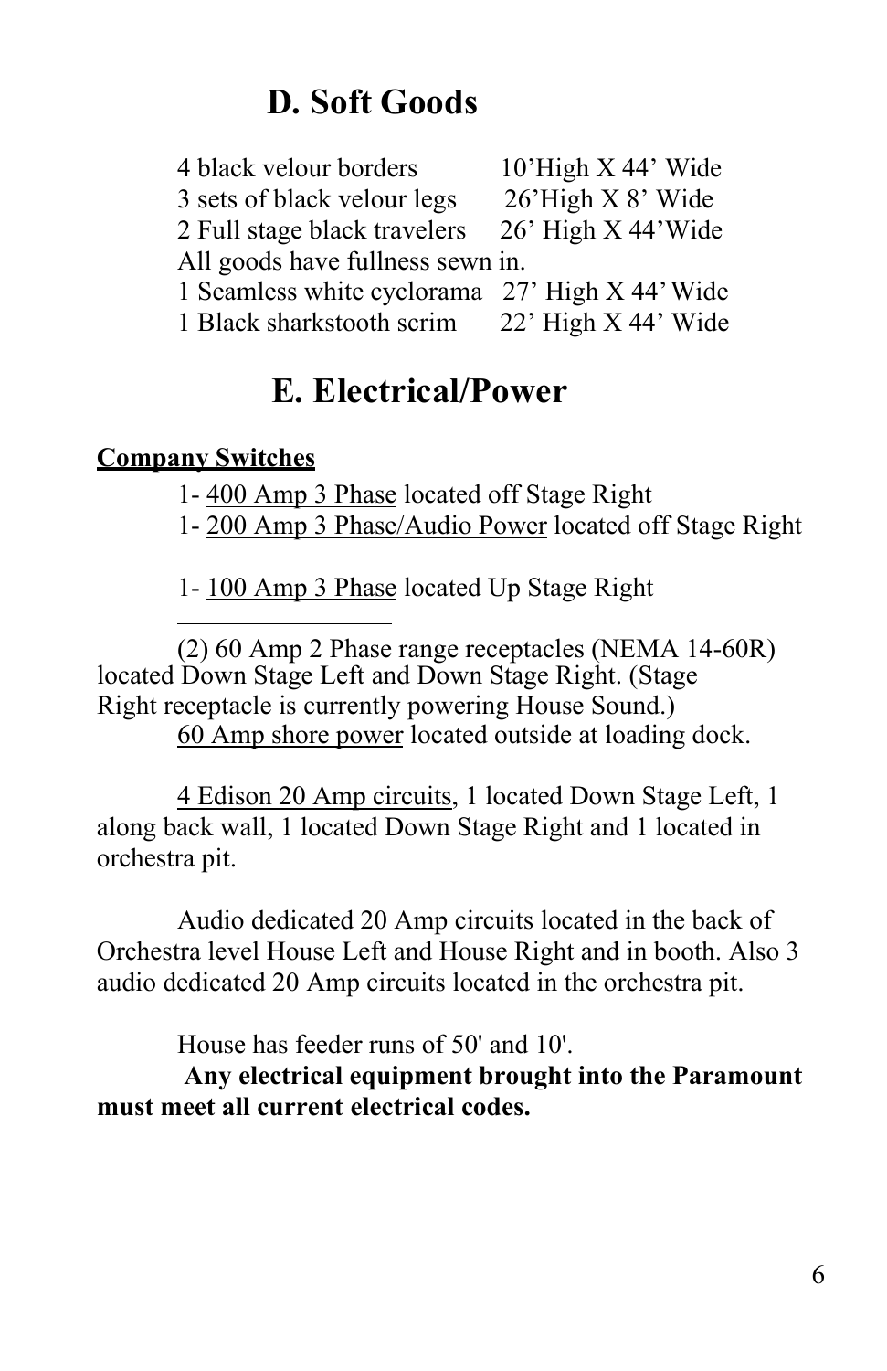## D. Soft Goods

| | |
|---|---|
| 4 black velour borders | 10'High X 44' Wide |
| 3 sets of black velour legs | 26'High X 8' Wide |
| 2 Full stage black travelers | 26' High X 44'Wide |

All goods have fullness sewn in.

| | |
|---|---|
| 1 Seamless white cyclorama | 27' High X 44' Wide |
| 1 Black sharkstooth scrim | 22' High X 44' Wide |

## E. Electrical/Power

**Company Switches**

1- 400 Amp 3 Phase located off Stage Right

1- 200 Amp 3 Phase/Audio Power located off Stage Right

1- 100 Amp 3 Phase located Up Stage Right

---

(2) 60 Amp 2 Phase range receptacles (NEMA 14-60R) located Down Stage Left and Down Stage Right. (Stage Right receptacle is currently powering House Sound.)

60 Amp shore power located outside at loading dock.

4 Edison 20 Amp circuits, 1 located Down Stage Left, 1 along back wall, 1 located Down Stage Right and 1 located in orchestra pit.

Audio dedicated 20 Amp circuits located in the back of Orchestra level House Left and House Right and in booth. Also 3 audio dedicated 20 Amp circuits located in the orchestra pit.

House has feeder runs of 50' and 10'.

**Any electrical equipment brought into the Paramount must meet all current electrical codes.**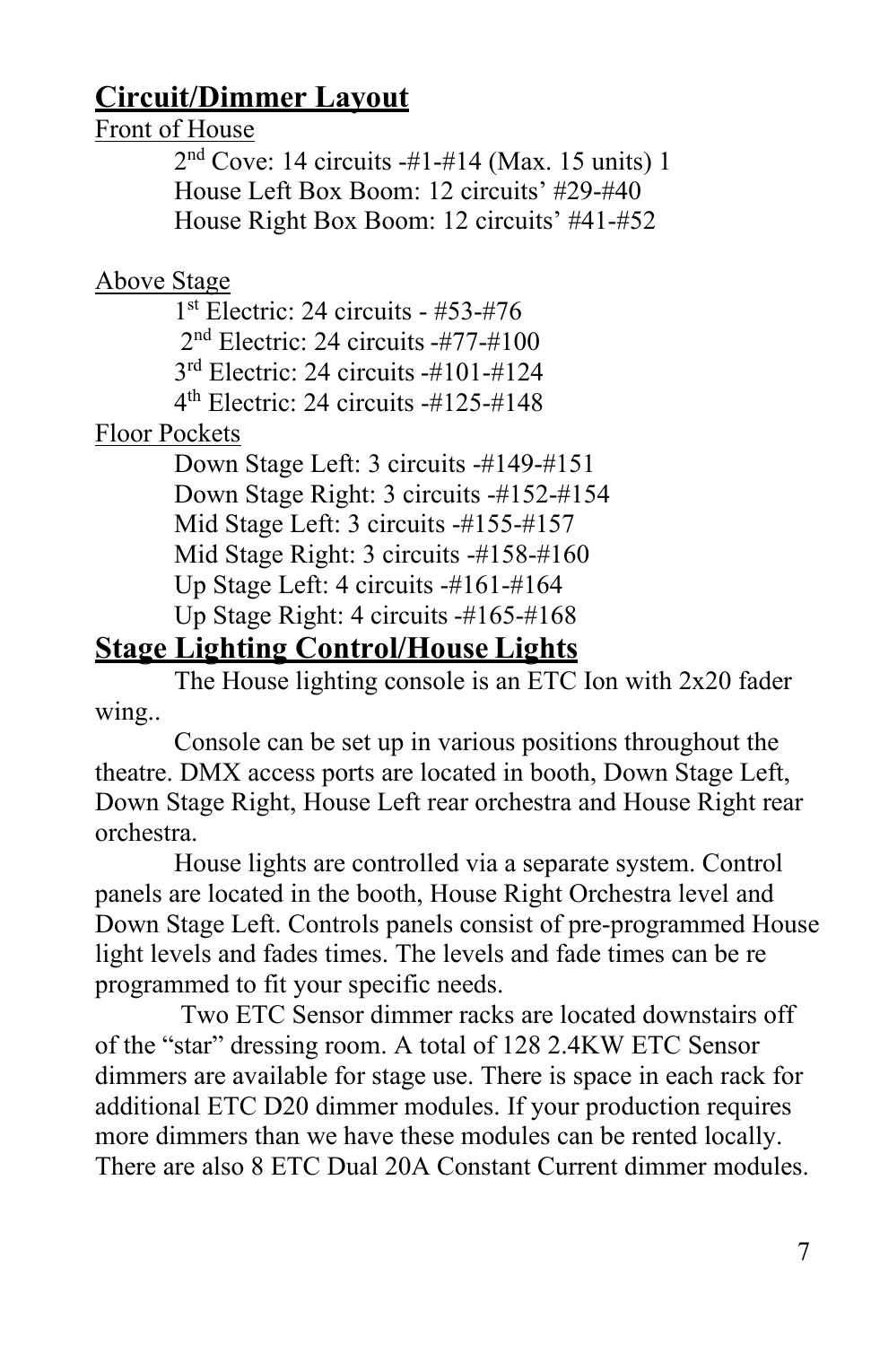## Circuit/Dimmer Layout

Front of House

2nd Cove: 14 circuits -#1-#14 (Max. 15 units) 1
House Left Box Boom: 12 circuits' #29-#40
House Right Box Boom: 12 circuits' #41-#52

Above Stage

1st Electric: 24 circuits - #53-#76
2nd Electric: 24 circuits -#77-#100
3rd Electric: 24 circuits -#101-#124
4th Electric: 24 circuits -#125-#148

Floor Pockets

Down Stage Left: 3 circuits -#149-#151
Down Stage Right: 3 circuits -#152-#154
Mid Stage Left: 3 circuits -#155-#157
Mid Stage Right: 3 circuits -#158-#160
Up Stage Left: 4 circuits -#161-#164
Up Stage Right: 4 circuits -#165-#168

## Stage Lighting Control/House Lights

The House lighting console is an ETC Ion with 2x20 fader wing..

Console can be set up in various positions throughout the theatre. DMX access ports are located in booth, Down Stage Left, Down Stage Right, House Left rear orchestra and House Right rear orchestra.

House lights are controlled via a separate system. Control panels are located in the booth, House Right Orchestra level and Down Stage Left. Controls panels consist of pre-programmed House light levels and fades times. The levels and fade times can be re programmed to fit your specific needs.

Two ETC Sensor dimmer racks are located downstairs off of the "star" dressing room. A total of 128 2.4KW ETC Sensor dimmers are available for stage use. There is space in each rack for additional ETC D20 dimmer modules. If your production requires more dimmers than we have these modules can be rented locally. There are also 8 ETC Dual 20A Constant Current dimmer modules.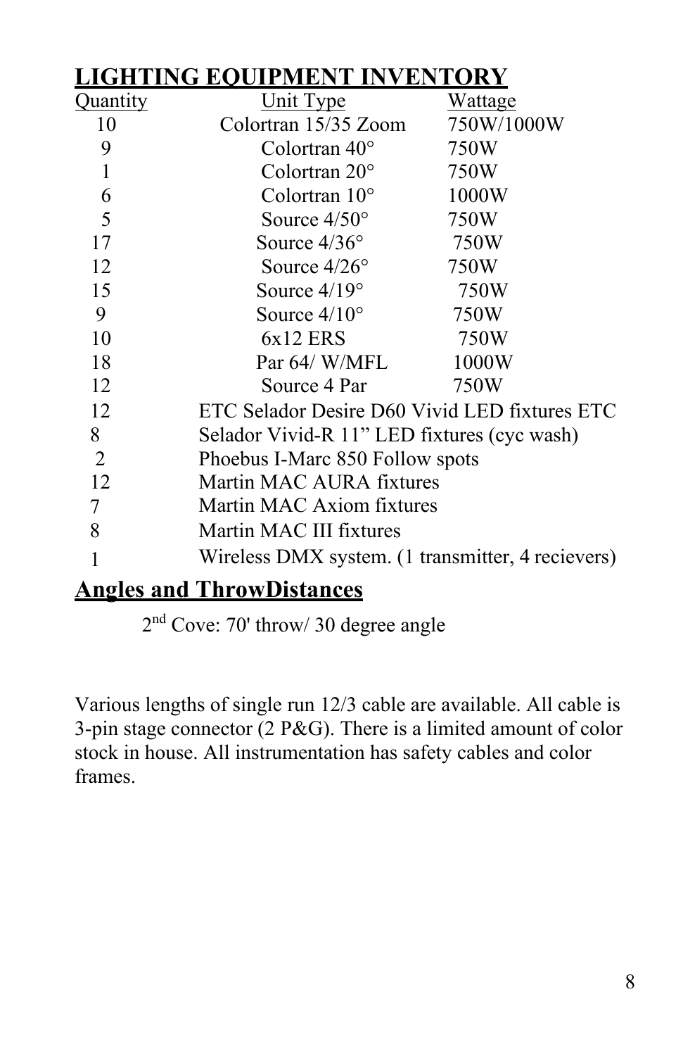# LIGHTING EQUIPMENT INVENTORY

| Quantity | Unit Type | Wattage |
|---|---|---|
| 10 | Colortran 15/35 Zoom | 750W/1000W |
| 9 | Colortran 40° | 750W |
| 1 | Colortran 20° | 750W |
| 6 | Colortran 10° | 1000W |
| 5 | Source 4/50° | 750W |
| 17 | Source 4/36° | 750W |
| 12 | Source 4/26° | 750W |
| 15 | Source 4/19° | 750W |
| 9 | Source 4/10° | 750W |
| 10 | 6x12 ERS | 750W |
| 18 | Par 64/ W/MFL | 1000W |
| 12 | Source 4 Par | 750W |
| 12 | ETC Selador Desire D60 Vivid LED fixtures ETC | |
| 8 | Selador Vivid-R 11" LED fixtures (cyc wash) | |
| 2 | Phoebus I-Marc 850 Follow spots | |
| 12 | Martin MAC AURA fixtures | |
| 7 | Martin MAC Axiom fixtures | |
| 8 | Martin MAC III fixtures | |
| 1 | Wireless DMX system. (1 transmitter, 4 recievers) | |

## Angles and ThrowDistances

2nd Cove: 70' throw/ 30 degree angle

Various lengths of single run 12/3 cable are available. All cable is 3-pin stage connector (2 P&G). There is a limited amount of color stock in house. All instrumentation has safety cables and color frames.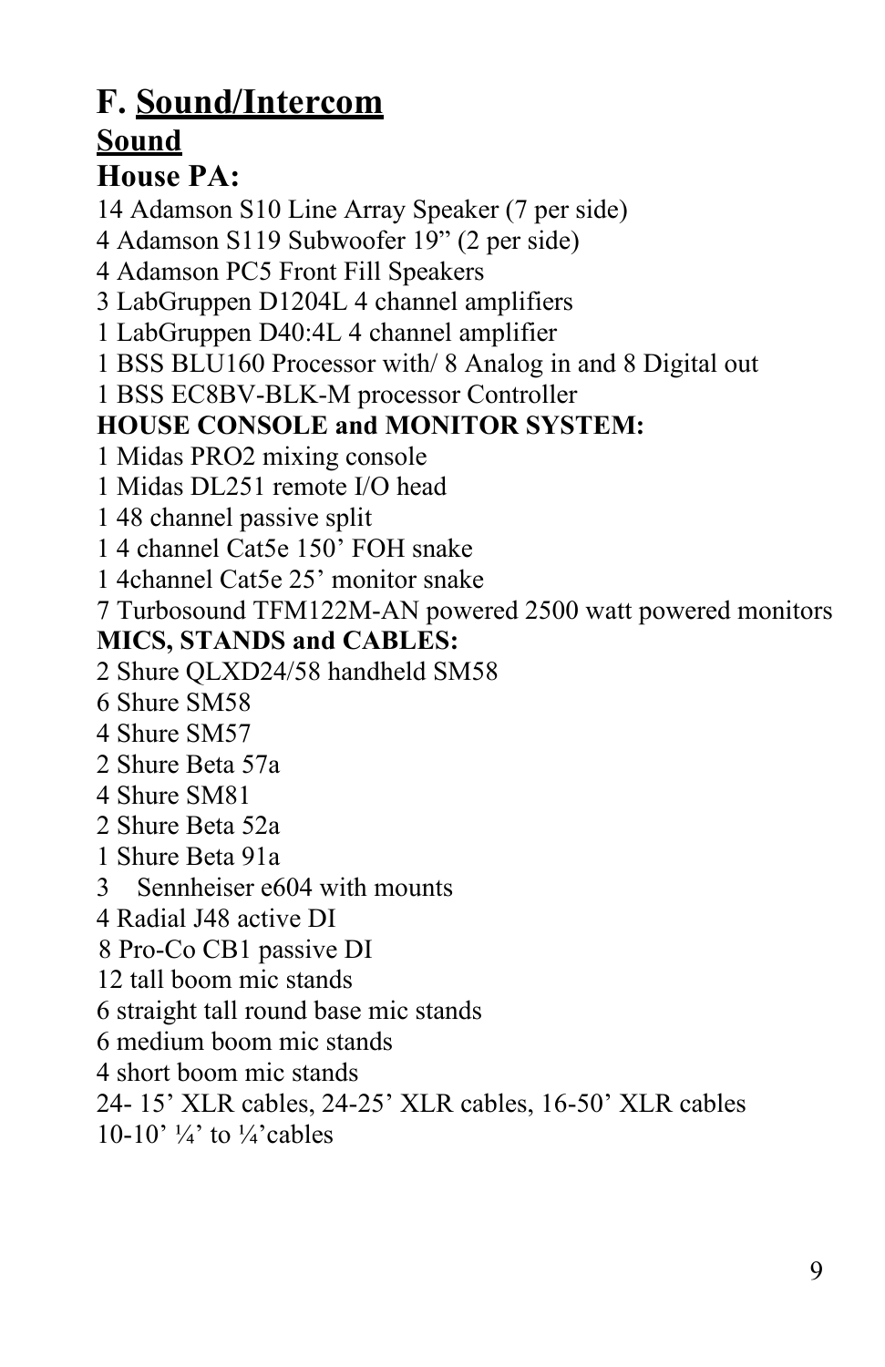# F. <u>Sound/Intercom</u>

## <u>Sound</u>

### House PA:

14 Adamson S10 Line Array Speaker (7 per side)
4 Adamson S119 Subwoofer 19" (2 per side)
4 Adamson PC5 Front Fill Speakers
3 LabGruppen D1204L 4 channel amplifiers
1 LabGruppen D40:4L 4 channel amplifier
1 BSS BLU160 Processor with/ 8 Analog in and 8 Digital out
1 BSS EC8BV-BLK-M processor Controller

**HOUSE CONSOLE and MONITOR SYSTEM:**

1 Midas PRO2 mixing console
1 Midas DL251 remote I/O head
1 48 channel passive split
1 4 channel Cat5e 150' FOH snake
1 4channel Cat5e 25' monitor snake
7 Turbosound TFM122M-AN powered 2500 watt powered monitors

**MICS, STANDS and CABLES:**

2 Shure QLXD24/58 handheld SM58
6 Shure SM58
4 Shure SM57
2 Shure Beta 57a
4 Shure SM81
2 Shure Beta 52a
1 Shure Beta 91a
3 Sennheiser e604 with mounts
4 Radial J48 active DI
8 Pro-Co CB1 passive DI
12 tall boom mic stands
6 straight tall round base mic stands
6 medium boom mic stands
4 short boom mic stands
24- 15' XLR cables, 24-25' XLR cables, 16-50' XLR cables
10-10' ¼' to ¼'cables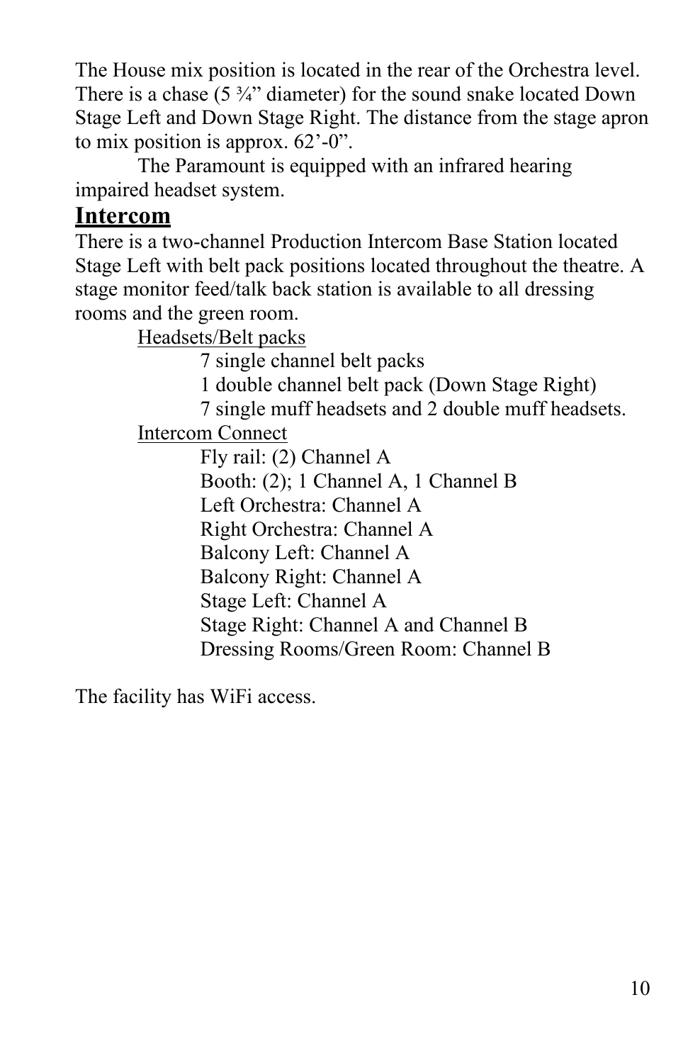The House mix position is located in the rear of the Orchestra level. There is a chase (5 ¾" diameter) for the sound snake located Down Stage Left and Down Stage Right. The distance from the stage apron to mix position is approx. 62'-0".

The Paramount is equipped with an infrared hearing impaired headset system.

## Intercom

There is a two-channel Production Intercom Base Station located Stage Left with belt pack positions located throughout the theatre. A stage monitor feed/talk back station is available to all dressing rooms and the green room.

<u>Headsets/Belt packs</u>

- 7 single channel belt packs
- 1 double channel belt pack (Down Stage Right)
- 7 single muff headsets and 2 double muff headsets.

<u>Intercom Connect</u>

- Fly rail: (2) Channel A
- Booth: (2); 1 Channel A, 1 Channel B
- Left Orchestra: Channel A
- Right Orchestra: Channel A
- Balcony Left: Channel A
- Balcony Right: Channel A
- Stage Left: Channel A
- Stage Right: Channel A and Channel B
- Dressing Rooms/Green Room: Channel B

The facility has WiFi access.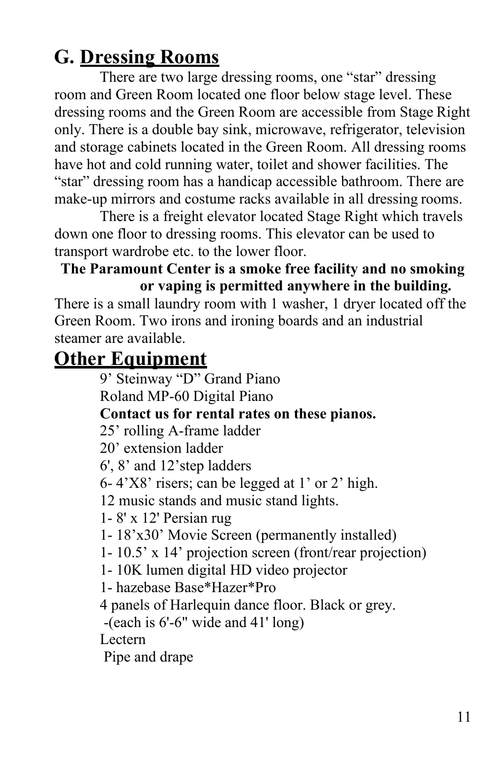## G. Dressing Rooms

There are two large dressing rooms, one "star" dressing room and Green Room located one floor below stage level. These dressing rooms and the Green Room are accessible from Stage Right only. There is a double bay sink, microwave, refrigerator, television and storage cabinets located in the Green Room. All dressing rooms have hot and cold running water, toilet and shower facilities. The "star" dressing room has a handicap accessible bathroom. There are make-up mirrors and costume racks available in all dressing rooms.

There is a freight elevator located Stage Right which travels down one floor to dressing rooms. This elevator can be used to transport wardrobe etc. to the lower floor.

**The Paramount Center is a smoke free facility and no smoking or vaping is permitted anywhere in the building.**

There is a small laundry room with 1 washer, 1 dryer located off the Green Room. Two irons and ironing boards and an industrial steamer are available.

## Other Equipment

9' Steinway "D" Grand Piano
Roland MP-60 Digital Piano
**Contact us for rental rates on these pianos.**
25' rolling A-frame ladder
20' extension ladder
6', 8' and 12'step ladders
6- 4'X8' risers; can be legged at 1' or 2' high.
12 music stands and music stand lights.
1- 8' x 12' Persian rug
1- 18'x30' Movie Screen (permanently installed)
1- 10.5' x 14' projection screen (front/rear projection)
1- 10K lumen digital HD video projector
1- hazebase Base*Hazer*Pro
4 panels of Harlequin dance floor. Black or grey.
-(each is 6'-6" wide and 41' long)
Lectern
Pipe and drape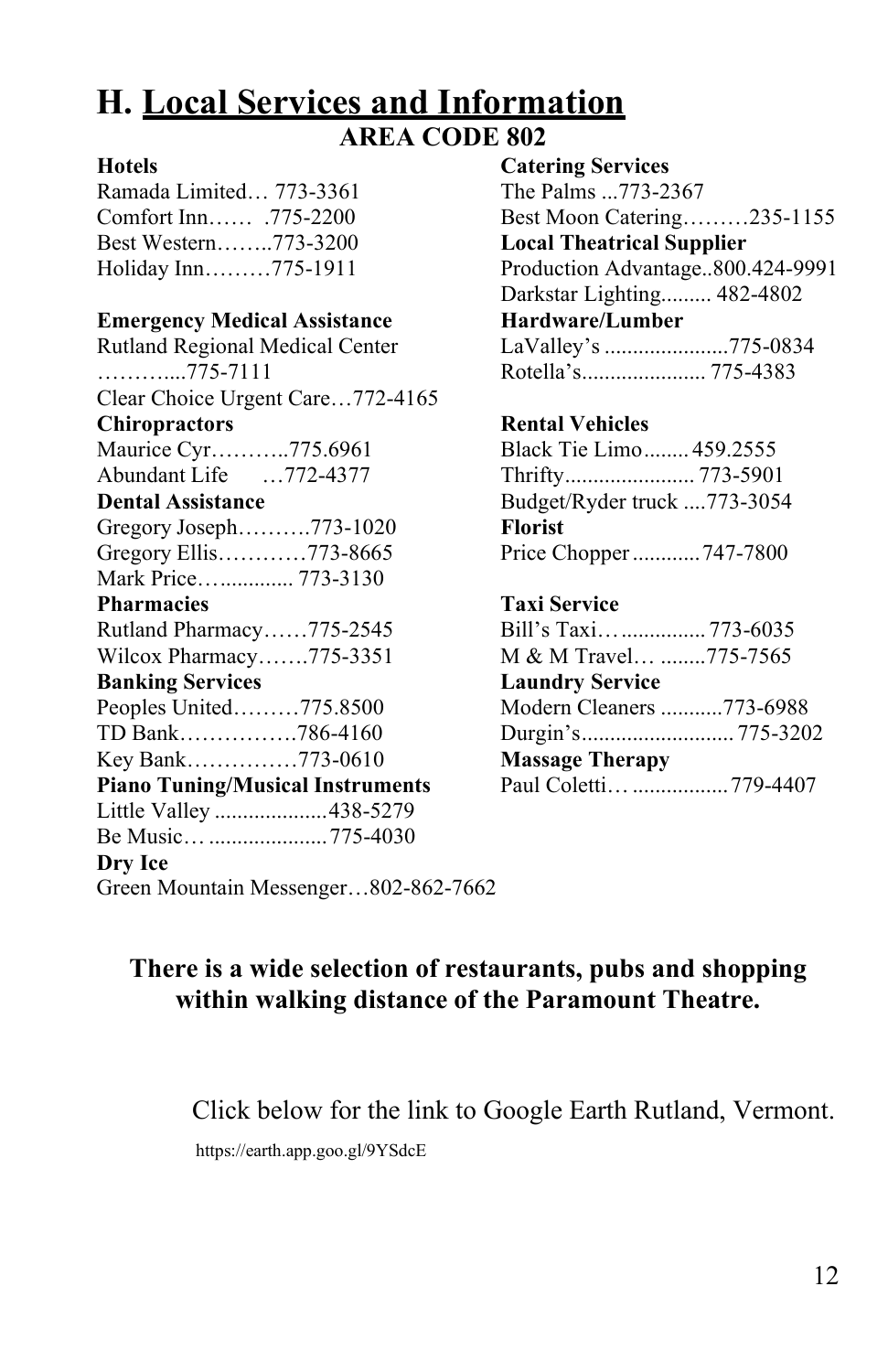# H. Local Services and Information

**AREA CODE 802**

**Hotels**
Ramada Limited… 773-3361
Comfort Inn…… .775-2200
Best Western……..773-3200
Holiday Inn………775-1911

**Emergency Medical Assistance**
Rutland Regional Medical Center ………....775-7111
Clear Choice Urgent Care…772-4165

**Chiropractors**
Maurice Cyr………..775.6961
Abundant Life …772-4377

**Dental Assistance**
Gregory Joseph……….773-1020
Gregory Ellis…………773-8665
Mark Price…............ 773-3130

**Pharmacies**
Rutland Pharmacy……775-2545
Wilcox Pharmacy…….775-3351

**Banking Services**
Peoples United………775.8500
TD Bank…………….786-4160
Key Bank……………773-0610

**Piano Tuning/Musical Instruments**
Little Valley ....................438-5279
Be Music… ..................... 775-4030

**Dry Ice**
Green Mountain Messenger…802-862-7662

**Catering Services**
The Palms ...773-2367
Best Moon Catering………235-1155

**Local Theatrical Supplier**
Production Advantage..800.424-9991
Darkstar Lighting......... 482-4802

**Hardware/Lumber**
LaValley's .....................775-0834
Rotella's...................... 775-4383

**Rental Vehicles**
Black Tie Limo........ 459.2555
Thrifty....................... 773-5901
Budget/Ryder truck ....773-3054

**Florist**
Price Chopper ............747-7800

**Taxi Service**
Bill's Taxi…............... 773-6035
M & M Travel… ........775-7565

**Laundry Service**
Modern Cleaners ...........773-6988
Durgin's........................... 775-3202

**Massage Therapy**
Paul Coletti…................. 779-4407

**There is a wide selection of restaurants, pubs and shopping within walking distance of the Paramount Theatre.**

Click below for the link to Google Earth Rutland, Vermont.

https://earth.app.goo.gl/9YSdcE